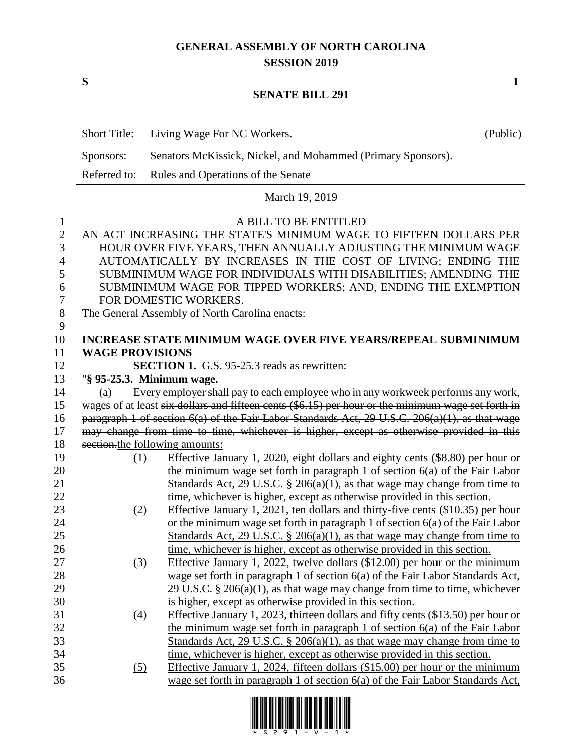# GENERAL ASSEMBLY OF NORTH CAROLINA
## SESSION 2019

**S** **1**

## SENATE BILL 291

| Short Title: | Living Wage For NC Workers. | (Public) |
|---|---|---|
| Sponsors: | Senators McKissick, Nickel, and Mohammed (Primary Sponsors). | |
| Referred to: | Rules and Operations of the Senate | |

March 19, 2019

A BILL TO BE ENTITLED

AN ACT INCREASING THE STATE'S MINIMUM WAGE TO FIFTEEN DOLLARS PER HOUR OVER FIVE YEARS, THEN ANNUALLY ADJUSTING THE MINIMUM WAGE AUTOMATICALLY BY INCREASES IN THE COST OF LIVING; ENDING THE SUBMINIMUM WAGE FOR INDIVIDUALS WITH DISABILITIES; AMENDING THE SUBMINIMUM WAGE FOR TIPPED WORKERS; AND, ENDING THE EXEMPTION FOR DOMESTIC WORKERS.

The General Assembly of North Carolina enacts:

**INCREASE STATE MINIMUM WAGE OVER FIVE YEARS/REPEAL SUBMINIMUM WAGE PROVISIONS**

**SECTION 1.** G.S. 95-25.3 reads as rewritten:

"**§ 95-25.3. Minimum wage.**

(a) Every employer shall pay to each employee who in any workweek performs any work, wages of at least ~~six dollars and fifteen cents ($6.15) per hour or the minimum wage set forth in paragraph 1 of section 6(a) of the Fair Labor Standards Act, 29 U.S.C. 206(a)(1), as that wage may change from time to time, whichever is higher, except as otherwise provided in this section.~~the following amounts:

(1) Effective January 1, 2020, eight dollars and eighty cents ($8.80) per hour or the minimum wage set forth in paragraph 1 of section 6(a) of the Fair Labor Standards Act, 29 U.S.C. § 206(a)(1), as that wage may change from time to time, whichever is higher, except as otherwise provided in this section.

(2) Effective January 1, 2021, ten dollars and thirty-five cents ($10.35) per hour or the minimum wage set forth in paragraph 1 of section 6(a) of the Fair Labor Standards Act, 29 U.S.C. § 206(a)(1), as that wage may change from time to time, whichever is higher, except as otherwise provided in this section.

(3) Effective January 1, 2022, twelve dollars ($12.00) per hour or the minimum wage set forth in paragraph 1 of section 6(a) of the Fair Labor Standards Act, 29 U.S.C. § 206(a)(1), as that wage may change from time to time, whichever is higher, except as otherwise provided in this section.

(4) Effective January 1, 2023, thirteen dollars and fifty cents ($13.50) per hour or the minimum wage set forth in paragraph 1 of section 6(a) of the Fair Labor Standards Act, 29 U.S.C. § 206(a)(1), as that wage may change from time to time, whichever is higher, except as otherwise provided in this section.

(5) Effective January 1, 2024, fifteen dollars ($15.00) per hour or the minimum wage set forth in paragraph 1 of section 6(a) of the Fair Labor Standards Act,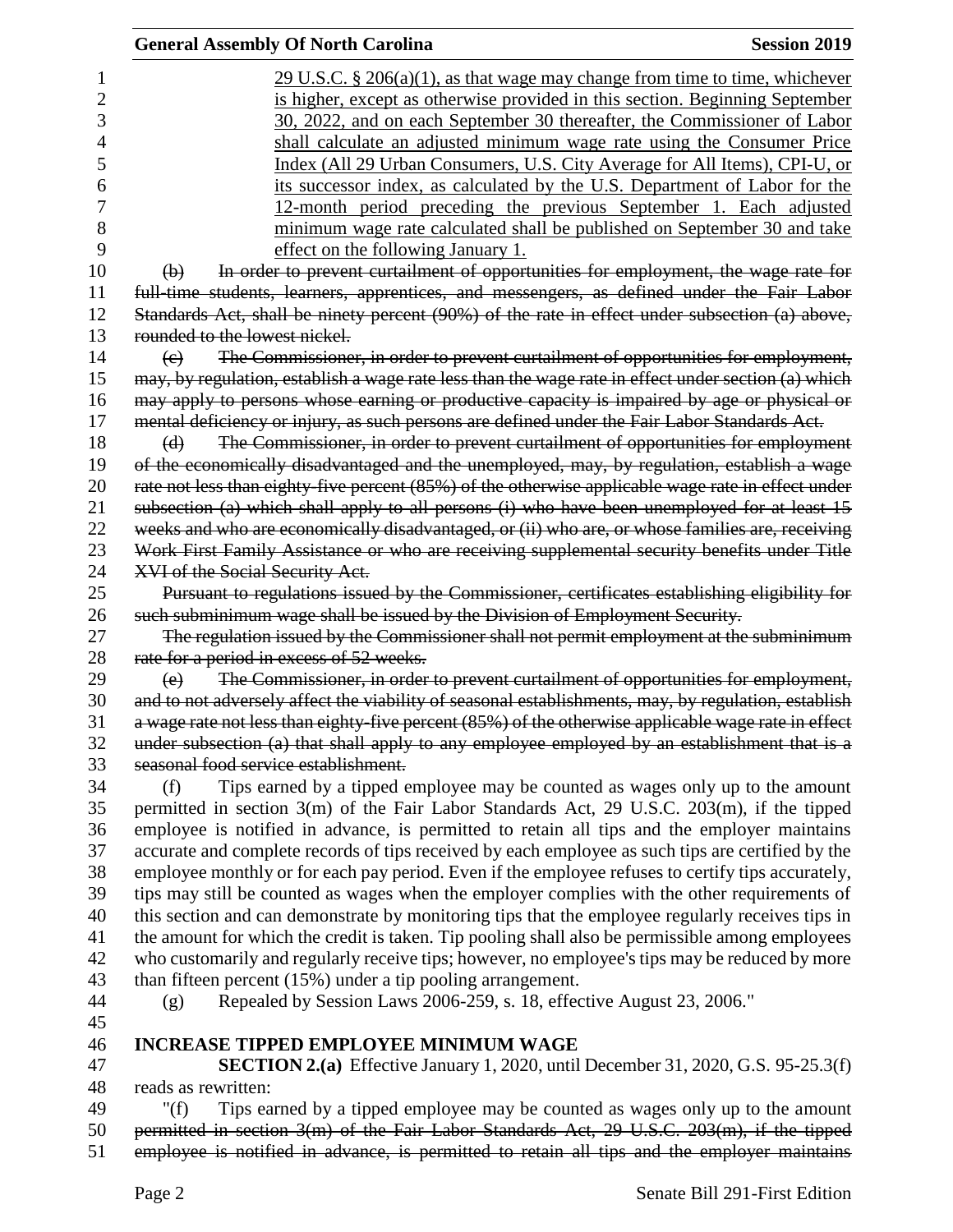29 U.S.C. § 206(a)(1), as that wage may change from time to time, whichever is higher, except as otherwise provided in this section. Beginning September 30, 2022, and on each September 30 thereafter, the Commissioner of Labor shall calculate an adjusted minimum wage rate using the Consumer Price Index (All 29 Urban Consumers, U.S. City Average for All Items), CPI-U, or its successor index, as calculated by the U.S. Department of Labor for the 12-month period preceding the previous September 1. Each adjusted minimum wage rate calculated shall be published on September 30 and take effect on the following January 1.

~~(b) In order to prevent curtailment of opportunities for employment, the wage rate for full-time students, learners, apprentices, and messengers, as defined under the Fair Labor Standards Act, shall be ninety percent (90%) of the rate in effect under subsection (a) above, rounded to the lowest nickel.~~

~~(c) The Commissioner, in order to prevent curtailment of opportunities for employment, may, by regulation, establish a wage rate less than the wage rate in effect under section (a) which may apply to persons whose earning or productive capacity is impaired by age or physical or mental deficiency or injury, as such persons are defined under the Fair Labor Standards Act.~~

~~(d) The Commissioner, in order to prevent curtailment of opportunities for employment of the economically disadvantaged and the unemployed, may, by regulation, establish a wage rate not less than eighty-five percent (85%) of the otherwise applicable wage rate in effect under subsection (a) which shall apply to all persons (i) who have been unemployed for at least 15 weeks and who are economically disadvantaged, or (ii) who are, or whose families are, receiving Work First Family Assistance or who are receiving supplemental security benefits under Title XVI of the Social Security Act.~~

~~Pursuant to regulations issued by the Commissioner, certificates establishing eligibility for such subminimum wage shall be issued by the Division of Employment Security.~~

~~The regulation issued by the Commissioner shall not permit employment at the subminimum rate for a period in excess of 52 weeks.~~

~~(e) The Commissioner, in order to prevent curtailment of opportunities for employment, and to not adversely affect the viability of seasonal establishments, may, by regulation, establish a wage rate not less than eighty-five percent (85%) of the otherwise applicable wage rate in effect under subsection (a) that shall apply to any employee employed by an establishment that is a seasonal food service establishment.~~

(f) Tips earned by a tipped employee may be counted as wages only up to the amount permitted in section 3(m) of the Fair Labor Standards Act, 29 U.S.C. 203(m), if the tipped employee is notified in advance, is permitted to retain all tips and the employer maintains accurate and complete records of tips received by each employee as such tips are certified by the employee monthly or for each pay period. Even if the employee refuses to certify tips accurately, tips may still be counted as wages when the employer complies with the other requirements of this section and can demonstrate by monitoring tips that the employee regularly receives tips in the amount for which the credit is taken. Tip pooling shall also be permissible among employees who customarily and regularly receive tips; however, no employee's tips may be reduced by more than fifteen percent (15%) under a tip pooling arrangement.

(g) Repealed by Session Laws 2006-259, s. 18, effective August 23, 2006."

**INCREASE TIPPED EMPLOYEE MINIMUM WAGE**

**SECTION 2.(a)** Effective January 1, 2020, until December 31, 2020, G.S. 95-25.3(f) reads as rewritten:

"(f) Tips earned by a tipped employee may be counted as wages only up to the amount ~~permitted in section 3(m) of the Fair Labor Standards Act, 29 U.S.C. 203(m), if the tipped employee is notified in advance, is permitted to retain all tips and the employer maintains~~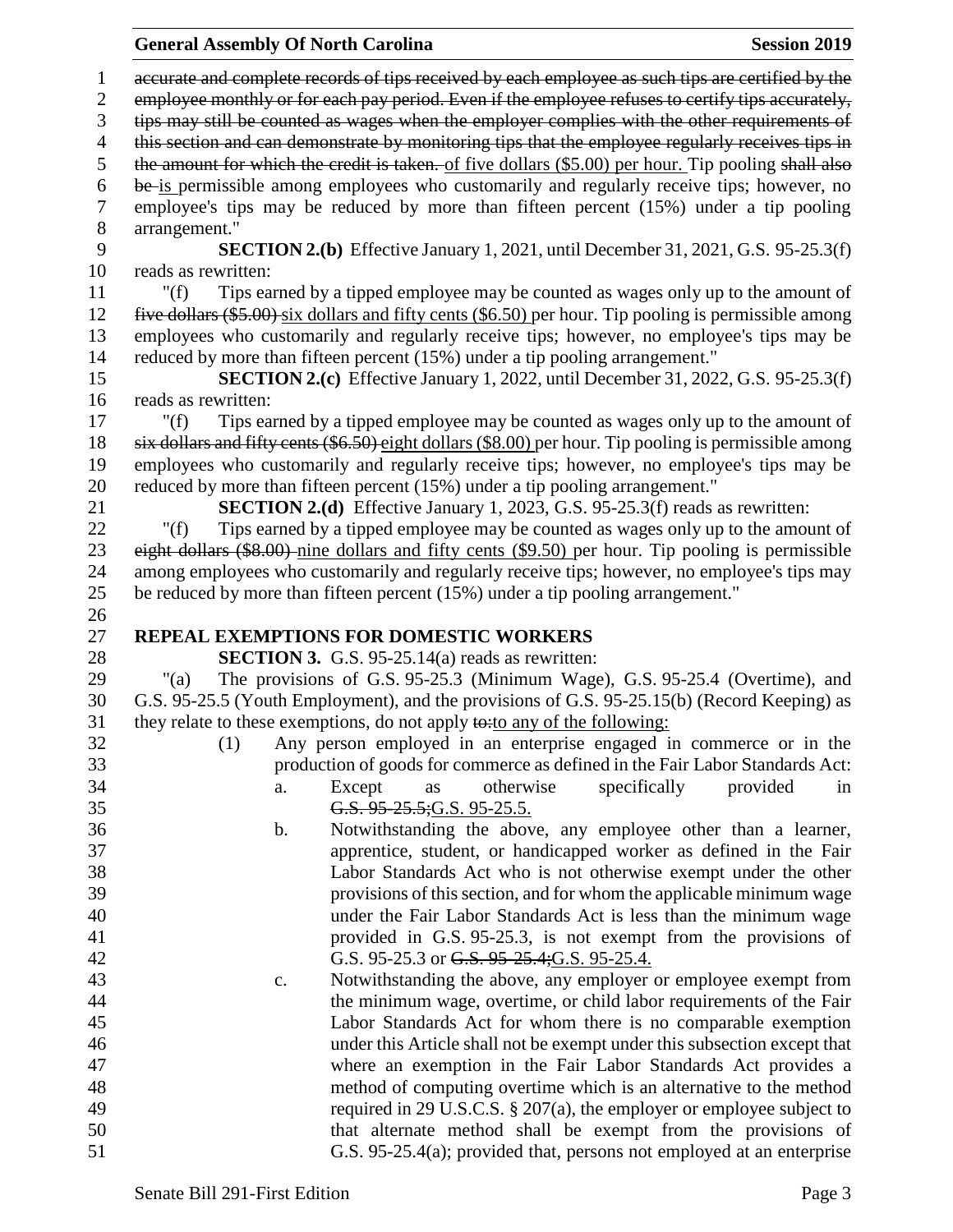~~accurate and complete records of tips received by each employee as such tips are certified by the employee monthly or for each pay period. Even if the employee refuses to certify tips accurately, tips may still be counted as wages when the employer complies with the other requirements of this section and can demonstrate by monitoring tips that the employee regularly receives tips in the amount for which the credit is taken.~~ of five dollars ($5.00) per hour. Tip pooling ~~shall also be~~ is permissible among employees who customarily and regularly receive tips; however, no employee's tips may be reduced by more than fifteen percent (15%) under a tip pooling arrangement."

**SECTION 2.(b)** Effective January 1, 2021, until December 31, 2021, G.S. 95-25.3(f) reads as rewritten:

"(f) Tips earned by a tipped employee may be counted as wages only up to the amount of ~~five dollars ($5.00)~~ six dollars and fifty cents ($6.50) per hour. Tip pooling is permissible among employees who customarily and regularly receive tips; however, no employee's tips may be reduced by more than fifteen percent (15%) under a tip pooling arrangement."

**SECTION 2.(c)** Effective January 1, 2022, until December 31, 2022, G.S. 95-25.3(f) reads as rewritten:

"(f) Tips earned by a tipped employee may be counted as wages only up to the amount of ~~six dollars and fifty cents ($6.50)~~ eight dollars ($8.00) per hour. Tip pooling is permissible among employees who customarily and regularly receive tips; however, no employee's tips may be reduced by more than fifteen percent (15%) under a tip pooling arrangement."

**SECTION 2.(d)** Effective January 1, 2023, G.S. 95-25.3(f) reads as rewritten:

"(f) Tips earned by a tipped employee may be counted as wages only up to the amount of ~~eight dollars ($8.00)~~ nine dollars and fifty cents ($9.50) per hour. Tip pooling is permissible among employees who customarily and regularly receive tips; however, no employee's tips may be reduced by more than fifteen percent (15%) under a tip pooling arrangement."

**REPEAL EXEMPTIONS FOR DOMESTIC WORKERS**

**SECTION 3.** G.S. 95-25.14(a) reads as rewritten:

"(a) The provisions of G.S. 95-25.3 (Minimum Wage), G.S. 95-25.4 (Overtime), and G.S. 95-25.5 (Youth Employment), and the provisions of G.S. 95-25.15(b) (Record Keeping) as they relate to these exemptions, do not apply ~~to:~~to any of the following:

(1) Any person employed in an enterprise engaged in commerce or in the production of goods for commerce as defined in the Fair Labor Standards Act:

a. Except as otherwise specifically provided in ~~G.S. 95-25.5;~~G.S. 95-25.5.

b. Notwithstanding the above, any employee other than a learner, apprentice, student, or handicapped worker as defined in the Fair Labor Standards Act who is not otherwise exempt under the other provisions of this section, and for whom the applicable minimum wage under the Fair Labor Standards Act is less than the minimum wage provided in G.S. 95-25.3, is not exempt from the provisions of G.S. 95-25.3 or ~~G.S. 95-25.4;~~G.S. 95-25.4.

c. Notwithstanding the above, any employer or employee exempt from the minimum wage, overtime, or child labor requirements of the Fair Labor Standards Act for whom there is no comparable exemption under this Article shall not be exempt under this subsection except that where an exemption in the Fair Labor Standards Act provides a method of computing overtime which is an alternative to the method required in 29 U.S.C.S. § 207(a), the employer or employee subject to that alternate method shall be exempt from the provisions of G.S. 95-25.4(a); provided that, persons not employed at an enterprise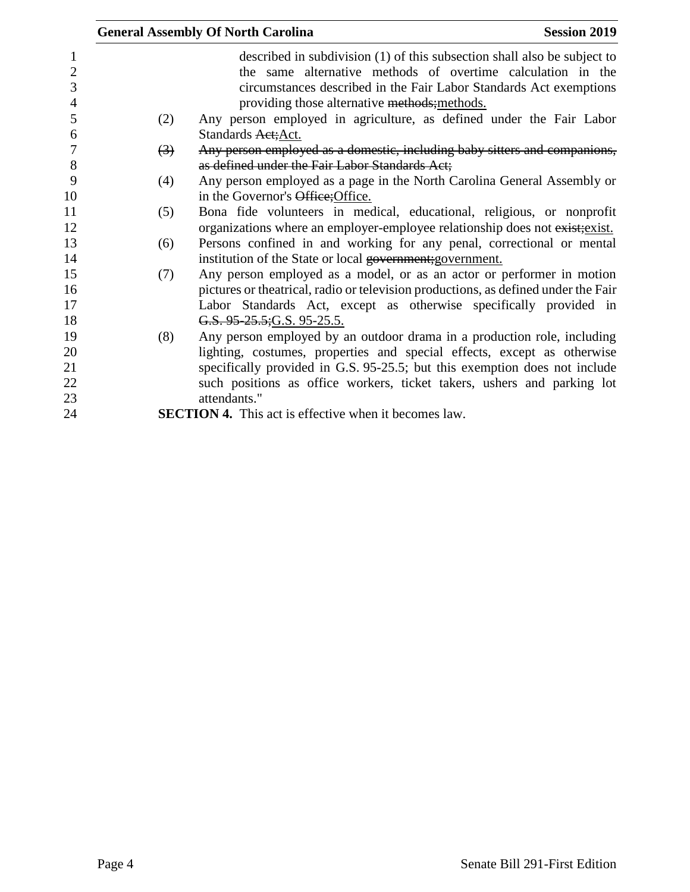described in subdivision (1) of this subsection shall also be subject to the same alternative methods of overtime calculation in the circumstances described in the Fair Labor Standards Act exemptions providing those alternative ~~methods;~~methods.

(2) Any person employed in agriculture, as defined under the Fair Labor Standards ~~Act;~~Act.

~~(3) Any person employed as a domestic, including baby sitters and companions, as defined under the Fair Labor Standards Act;~~

(4) Any person employed as a page in the North Carolina General Assembly or in the Governor's ~~Office;~~Office.

(5) Bona fide volunteers in medical, educational, religious, or nonprofit organizations where an employer-employee relationship does not ~~exist;~~exist.

(6) Persons confined in and working for any penal, correctional or mental institution of the State or local ~~government;~~government.

(7) Any person employed as a model, or as an actor or performer in motion pictures or theatrical, radio or television productions, as defined under the Fair Labor Standards Act, except as otherwise specifically provided in ~~G.S. 95-25.5;~~G.S. 95-25.5.

(8) Any person employed by an outdoor drama in a production role, including lighting, costumes, properties and special effects, except as otherwise specifically provided in G.S. 95-25.5; but this exemption does not include such positions as office workers, ticket takers, ushers and parking lot attendants."

**SECTION 4.** This act is effective when it becomes law.